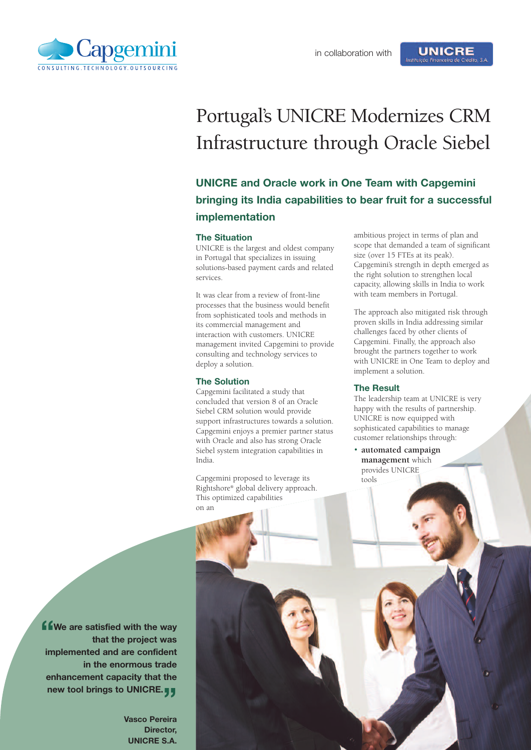Capgemini
CONSULTING.TECHNOLOGY.OUTSOURCING

in collaboration with UNICRE Instituição Financeira de Crédito, S.A.

# Portugal's UNICRE Modernizes CRM Infrastructure through Oracle Siebel

## UNICRE and Oracle work in One Team with Capgemini bringing its India capabilities to bear fruit for a successful implementation

### The Situation

UNICRE is the largest and oldest company in Portugal that specializes in issuing solutions-based payment cards and related services.

It was clear from a review of front-line processes that the business would benefit from sophisticated tools and methods in its commercial management and interaction with customers. UNICRE management invited Capgemini to provide consulting and technology services to deploy a solution.

### The Solution

Capgemini facilitated a study that concluded that version 8 of an Oracle Siebel CRM solution would provide support infrastructures towards a solution. Capgemini enjoys a premier partner status with Oracle and also has strong Oracle Siebel system integration capabilities in India.

Capgemini proposed to leverage its Rightshore® global delivery approach. This optimized capabilities on an ambitious project in terms of plan and scope that demanded a team of significant size (over 15 FTEs at its peak). Capgemini's strength in depth emerged as the right solution to strengthen local capacity, allowing skills in India to work with team members in Portugal.

The approach also mitigated risk through proven skills in India addressing similar challenges faced by other clients of Capgemini. Finally, the approach also brought the partners together to work with UNICRE in One Team to deploy and implement a solution.

### The Result

The leadership team at UNICRE is very happy with the results of partnership. UNICRE is now equipped with sophisticated capabilities to manage customer relationships through:

- **automated campaign management** which provides UNICRE tools

> **"We are satisfied with the way that the project was implemented and are confident in the enormous trade enhancement capacity that the new tool brings to UNICRE."**
>
> **Vasco Pereira**
> **Director,**
> **UNICRE S.A.**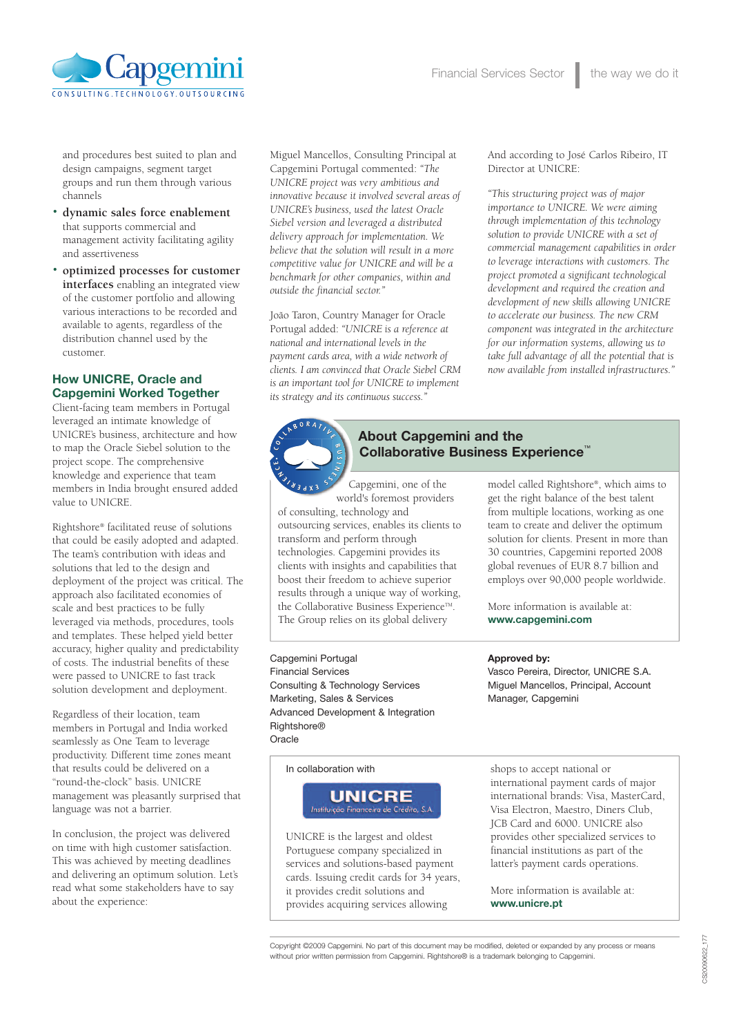and procedures best suited to plan and design campaigns, segment target groups and run them through various channels

- **dynamic sales force enablement** that supports commercial and management activity facilitating agility and assertiveness
- **optimized processes for customer interfaces** enabling an integrated view of the customer portfolio and allowing various interactions to be recorded and available to agents, regardless of the distribution channel used by the customer.

## How UNICRE, Oracle and Capgemini Worked Together

Client-facing team members in Portugal leveraged an intimate knowledge of UNICRE's business, architecture and how to map the Oracle Siebel solution to the project scope. The comprehensive knowledge and experience that team members in India brought ensured added value to UNICRE.

Rightshore® facilitated reuse of solutions that could be easily adopted and adapted. The team's contribution with ideas and solutions that led to the design and deployment of the project was critical. The approach also facilitated economies of scale and best practices to be fully leveraged via methods, procedures, tools and templates. These helped yield better accuracy, higher quality and predictability of costs. The industrial benefits of these were passed to UNICRE to fast track solution development and deployment.

Regardless of their location, team members in Portugal and India worked seamlessly as One Team to leverage productivity. Different time zones meant that results could be delivered on a "round-the-clock" basis. UNICRE management was pleasantly surprised that language was not a barrier.

In conclusion, the project was delivered on time with high customer satisfaction. This was achieved by meeting deadlines and delivering an optimum solution. Let's read what some stakeholders have to say about the experience:

Miguel Mancellos, Consulting Principal at Capgemini Portugal commented: *"The UNICRE project was very ambitious and innovative because it involved several areas of UNICRE's business, used the latest Oracle Siebel version and leveraged a distributed delivery approach for implementation. We believe that the solution will result in a more competitive value for UNICRE and will be a benchmark for other companies, within and outside the financial sector."*

João Taron, Country Manager for Oracle Portugal added: *"UNICRE is a reference at national and international levels in the payment cards area, with a wide network of clients. I am convinced that Oracle Siebel CRM is an important tool for UNICRE to implement its strategy and its continuous success."*

And according to José Carlos Ribeiro, IT Director at UNICRE:

*"This structuring project was of major importance to UNICRE. We were aiming through implementation of this technology solution to provide UNICRE with a set of commercial management capabilities in order to leverage interactions with customers. The project promoted a significant technological development and required the creation and development of new skills allowing UNICRE to accelerate our business. The new CRM component was integrated in the architecture for our information systems, allowing us to take full advantage of all the potential that is now available from installed infrastructures."*

## About Capgemini and the Collaborative Business Experience™

Capgemini, one of the world's foremost providers of consulting, technology and outsourcing services, enables its clients to transform and perform through technologies. Capgemini provides its clients with insights and capabilities that boost their freedom to achieve superior results through a unique way of working, the Collaborative Business Experience™. The Group relies on its global delivery model called Rightshore®, which aims to get the right balance of the best talent from multiple locations, working as one team to create and deliver the optimum solution for clients. Present in more than 30 countries, Capgemini reported 2008 global revenues of EUR 8.7 billion and employs over 90,000 people worldwide.

More information is available at: **www.capgemini.com**

Capgemini Portugal
Financial Services
Consulting & Technology Services
Marketing, Sales & Services
Advanced Development & Integration
Rightshore®
Oracle

**Approved by:**
Vasco Pereira, Director, UNICRE S.A.
Miguel Mancellos, Principal, Account Manager, Capgemini

In collaboration with

UNICRE
Instituição Financeira de Crédito, S.A.

UNICRE is the largest and oldest Portuguese company specialized in services and solutions-based payment cards. Issuing credit cards for 34 years, it provides credit solutions and provides acquiring services allowing shops to accept national or international payment cards of major international brands: Visa, MasterCard, Visa Electron, Maestro, Diners Club, JCB Card and 6000. UNICRE also provides other specialized services to financial institutions as part of the latter's payment cards operations.

More information is available at: **www.unicre.pt**

Copyright ©2009 Capgemini. No part of this document may be modified, deleted or expanded by any process or means without prior written permission from Capgemini. Rightshore® is a trademark belonging to Capgemini.